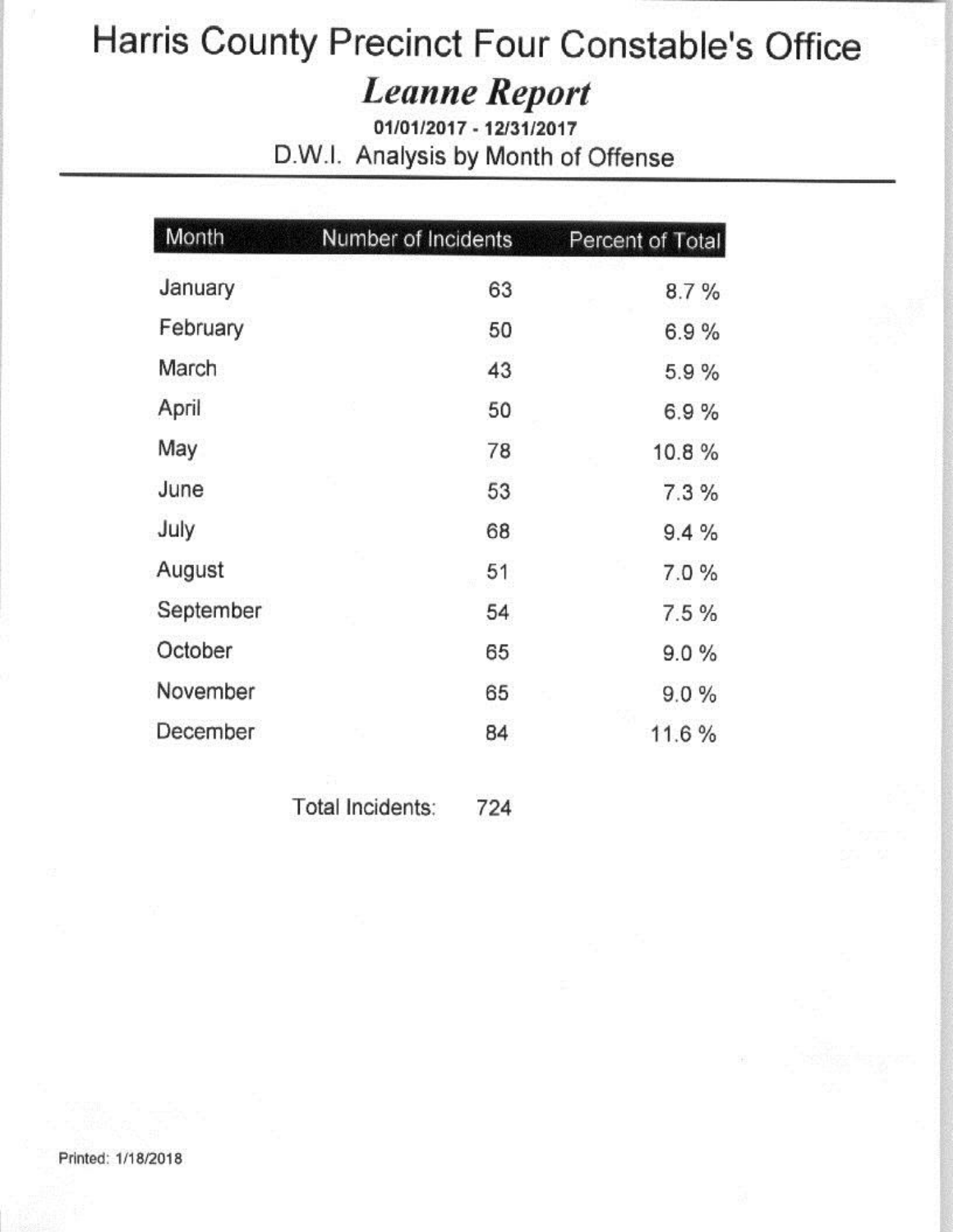# Harris County Precinct Four Constable's Office

## *Leanne Report*

**01/01/2017 - 12/31/2017**

D.W.I. Analysis by Month of Offense

| Month | Number of Incidents | Percent of Total |
| --- | --- | --- |
| January | 63 | 8.7 % |
| February | 50 | 6.9 % |
| March | 43 | 5.9 % |
| April | 50 | 6.9 % |
| May | 78 | 10.8 % |
| June | 53 | 7.3 % |
| July | 68 | 9.4 % |
| August | 51 | 7.0 % |
| September | 54 | 7.5 % |
| October | 65 | 9.0 % |
| November | 65 | 9.0 % |
| December | 84 | 11.6 % |

Total Incidents: 724

Printed: 1/18/2018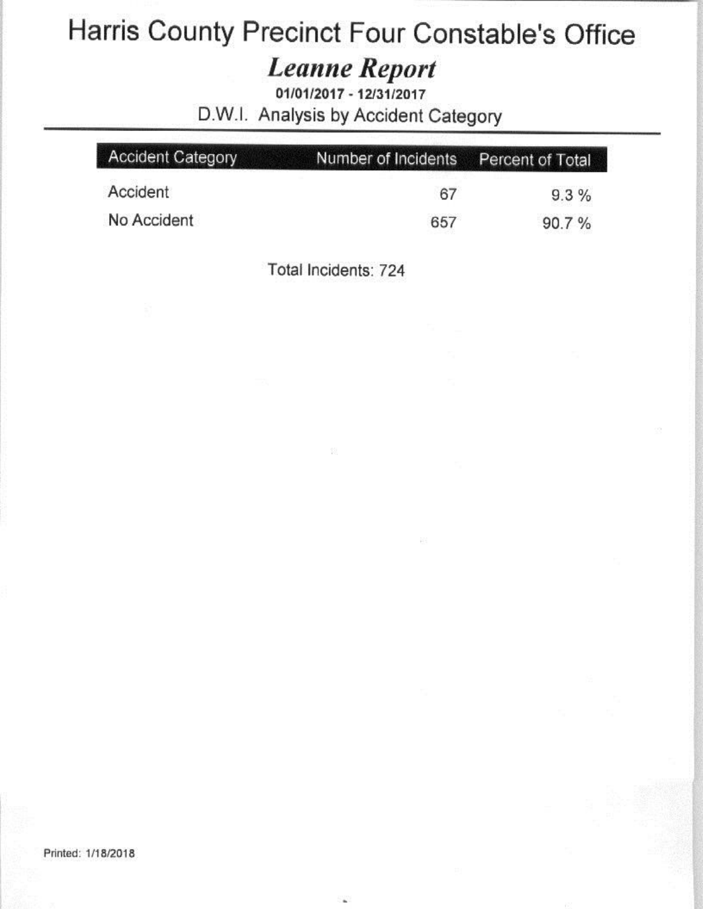# Harris County Precinct Four Constable's Office

## *Leanne Report*

**01/01/2017 - 12/31/2017**

D.W.I. Analysis by Accident Category

| Accident Category | Number of Incidents | Percent of Total |
| --- | --- | --- |
| Accident | 67 | 9.3 % |
| No Accident | 657 | 90.7 % |

Total Incidents: 724

Printed: 1/18/2018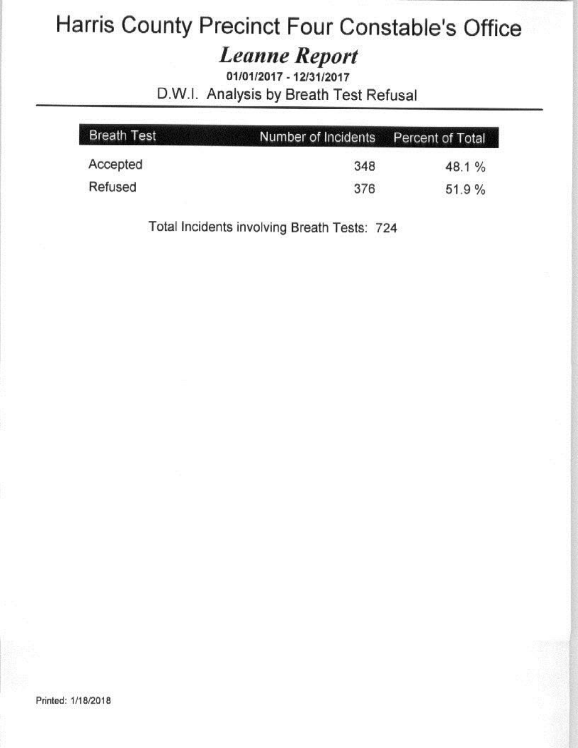# Harris County Precinct Four Constable's Office

## *Leanne Report*

**01/01/2017 - 12/31/2017**

D.W.I. Analysis by Breath Test Refusal

| Breath Test | Number of Incidents | Percent of Total |
|---|---|---|
| Accepted | 348 | 48.1 % |
| Refused | 376 | 51.9 % |

Total Incidents involving Breath Tests: 724

Printed: 1/18/2018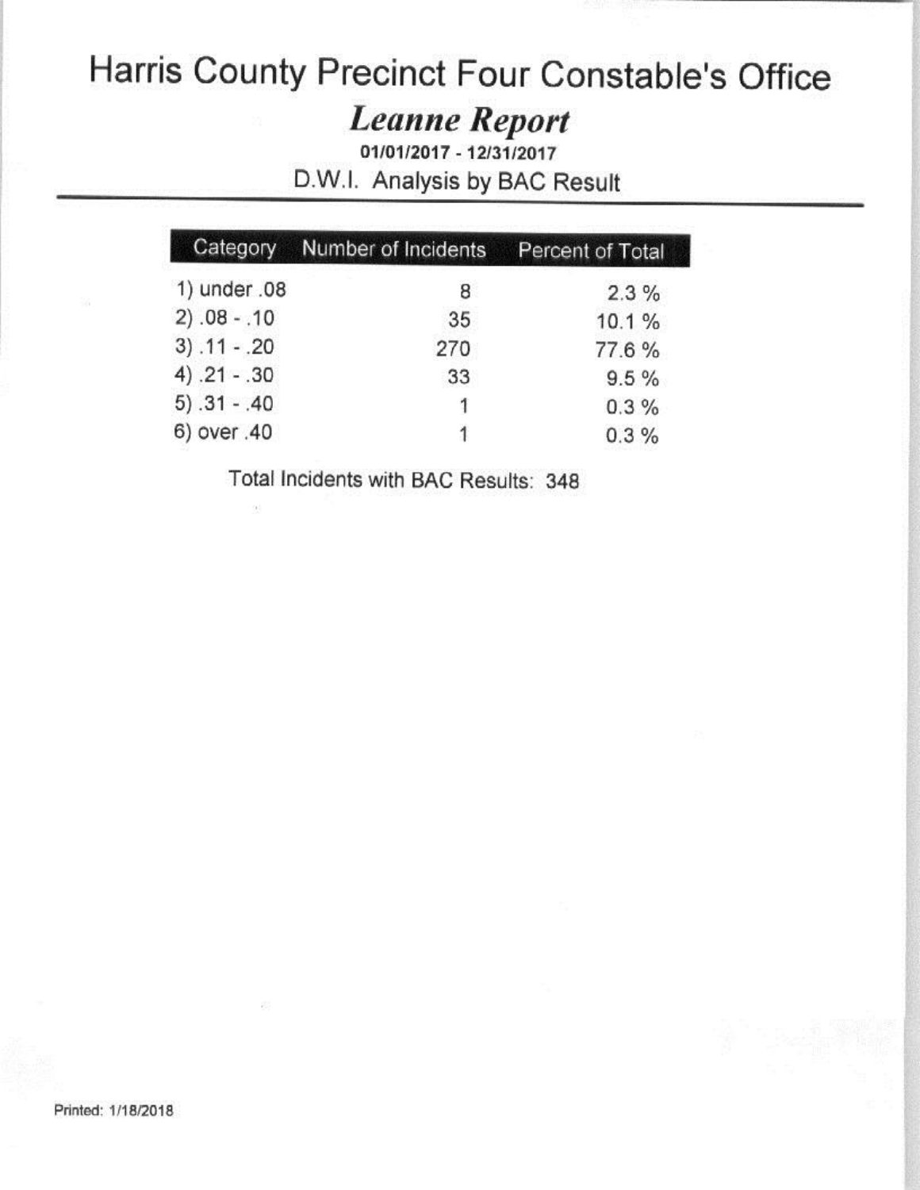# Harris County Precinct Four Constable's Office

## *Leanne Report*

**01/01/2017 - 12/31/2017**

D.W.I. Analysis by BAC Result

| Category | Number of Incidents | Percent of Total |
|---|---|---|
| 1) under .08 | 8 | 2.3 % |
| 2) .08 - .10 | 35 | 10.1 % |
| 3) .11 - .20 | 270 | 77.6 % |
| 4) .21 - .30 | 33 | 9.5 % |
| 5) .31 - .40 | 1 | 0.3 % |
| 6) over .40 | 1 | 0.3 % |

Total Incidents with BAC Results: 348

Printed: 1/18/2018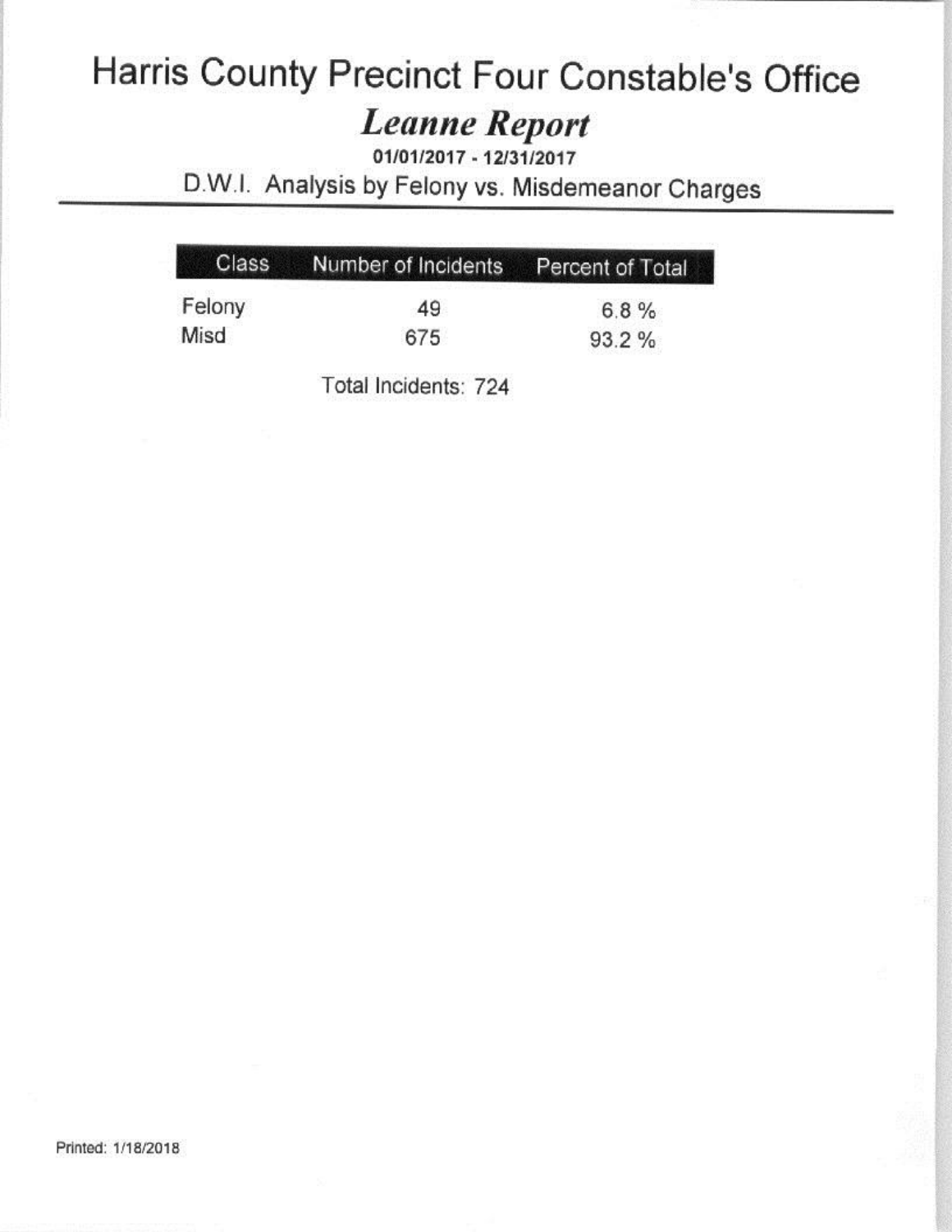# Harris County Precinct Four Constable's Office

## *Leanne Report*

**01/01/2017 - 12/31/2017**

### D.W.I. Analysis by Felony vs. Misdemeanor Charges

| Class | Number of Incidents | Percent of Total |
|---|---|---|
| Felony | 49 | 6.8 % |
| Misd | 675 | 93.2 % |

Total Incidents: 724

Printed: 1/18/2018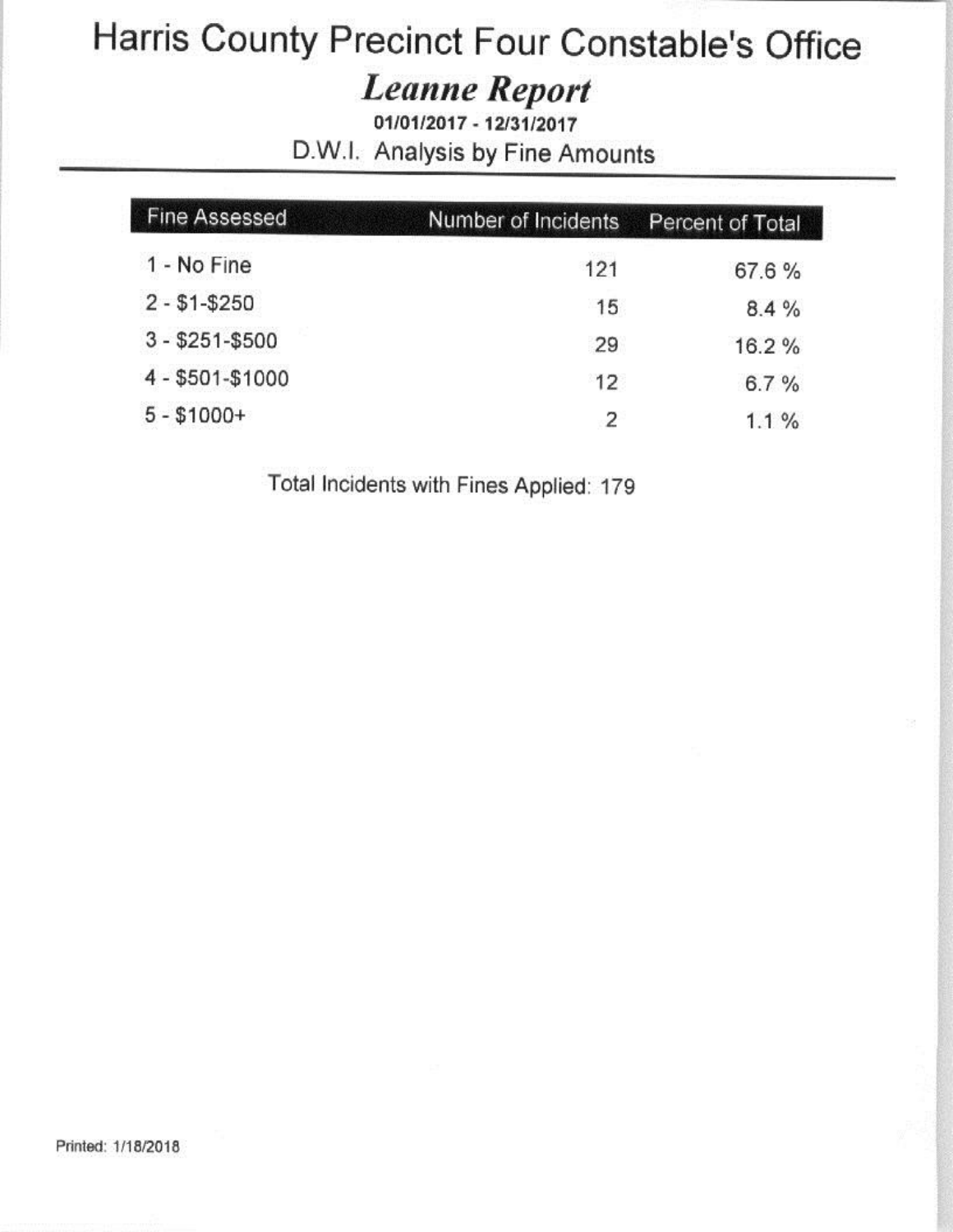# Harris County Precinct Four Constable's Office

## *Leanne Report*

**01/01/2017 - 12/31/2017**

D.W.I. Analysis by Fine Amounts

| Fine Assessed | Number of Incidents | Percent of Total |
|---|---|---|
| 1 - No Fine | 121 | 67.6 % |
| 2 - $1-$250 | 15 | 8.4 % |
| 3 - $251-$500 | 29 | 16.2 % |
| 4 - $501-$1000 | 12 | 6.7 % |
| 5 - $1000+ | 2 | 1.1 % |

Total Incidents with Fines Applied: 179

Printed: 1/18/2018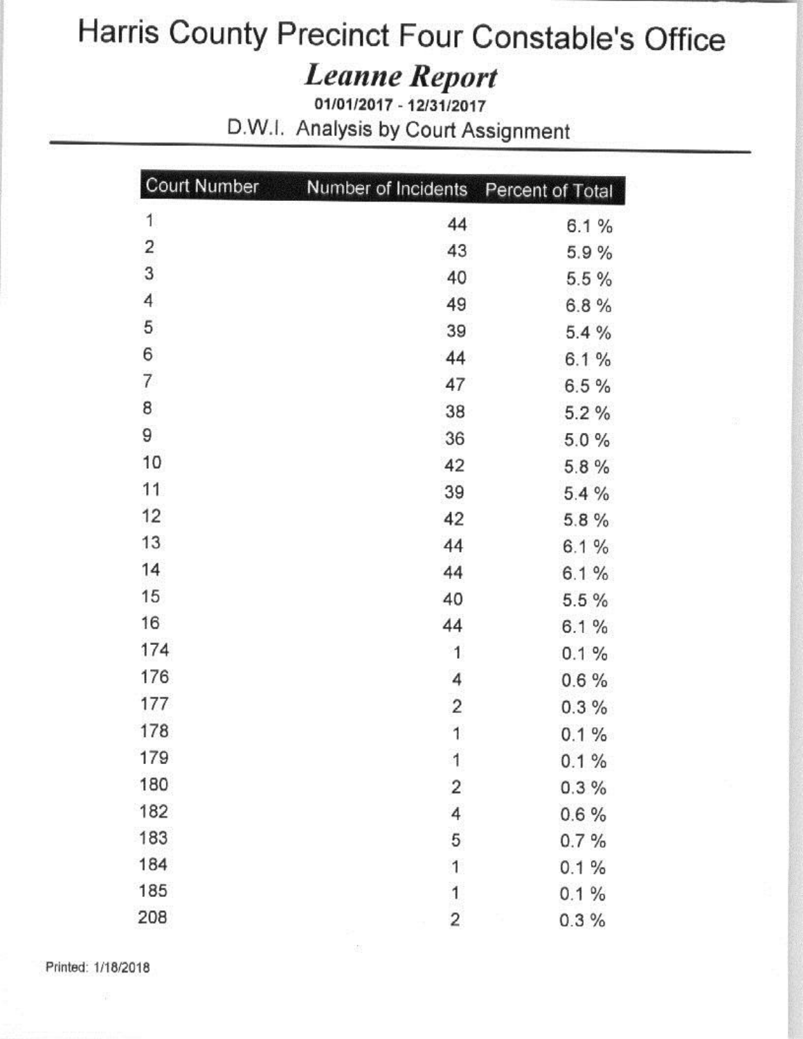# Harris County Precinct Four Constable's Office

## *Leanne Report*

**01/01/2017 - 12/31/2017**

D.W.I. Analysis by Court Assignment

| Court Number | Number of Incidents | Percent of Total |
|---|---|---|
| 1 | 44 | 6.1 % |
| 2 | 43 | 5.9 % |
| 3 | 40 | 5.5 % |
| 4 | 49 | 6.8 % |
| 5 | 39 | 5.4 % |
| 6 | 44 | 6.1 % |
| 7 | 47 | 6.5 % |
| 8 | 38 | 5.2 % |
| 9 | 36 | 5.0 % |
| 10 | 42 | 5.8 % |
| 11 | 39 | 5.4 % |
| 12 | 42 | 5.8 % |
| 13 | 44 | 6.1 % |
| 14 | 44 | 6.1 % |
| 15 | 40 | 5.5 % |
| 16 | 44 | 6.1 % |
| 174 | 1 | 0.1 % |
| 176 | 4 | 0.6 % |
| 177 | 2 | 0.3 % |
| 178 | 1 | 0.1 % |
| 179 | 1 | 0.1 % |
| 180 | 2 | 0.3 % |
| 182 | 4 | 0.6 % |
| 183 | 5 | 0.7 % |
| 184 | 1 | 0.1 % |
| 185 | 1 | 0.1 % |
| 208 | 2 | 0.3 % |

Printed: 1/18/2018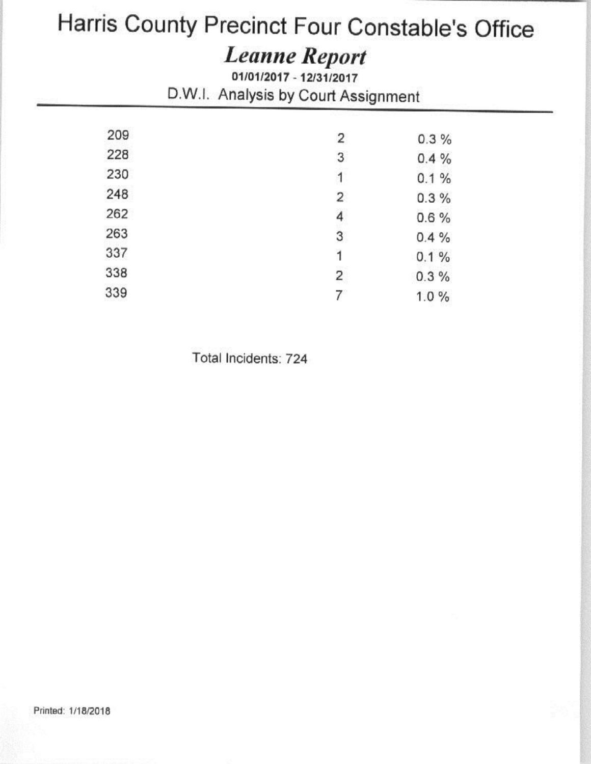# Harris County Precinct Four Constable's Office

## *Leanne Report*

**01/01/2017 - 12/31/2017**

### D.W.I. Analysis by Court Assignment

| | | |
|---|---|---|
| 209 | 2 | 0.3 % |
| 228 | 3 | 0.4 % |
| 230 | 1 | 0.1 % |
| 248 | 2 | 0.3 % |
| 262 | 4 | 0.6 % |
| 263 | 3 | 0.4 % |
| 337 | 1 | 0.1 % |
| 338 | 2 | 0.3 % |
| 339 | 7 | 1.0 % |

Total Incidents: 724

Printed: 1/18/2018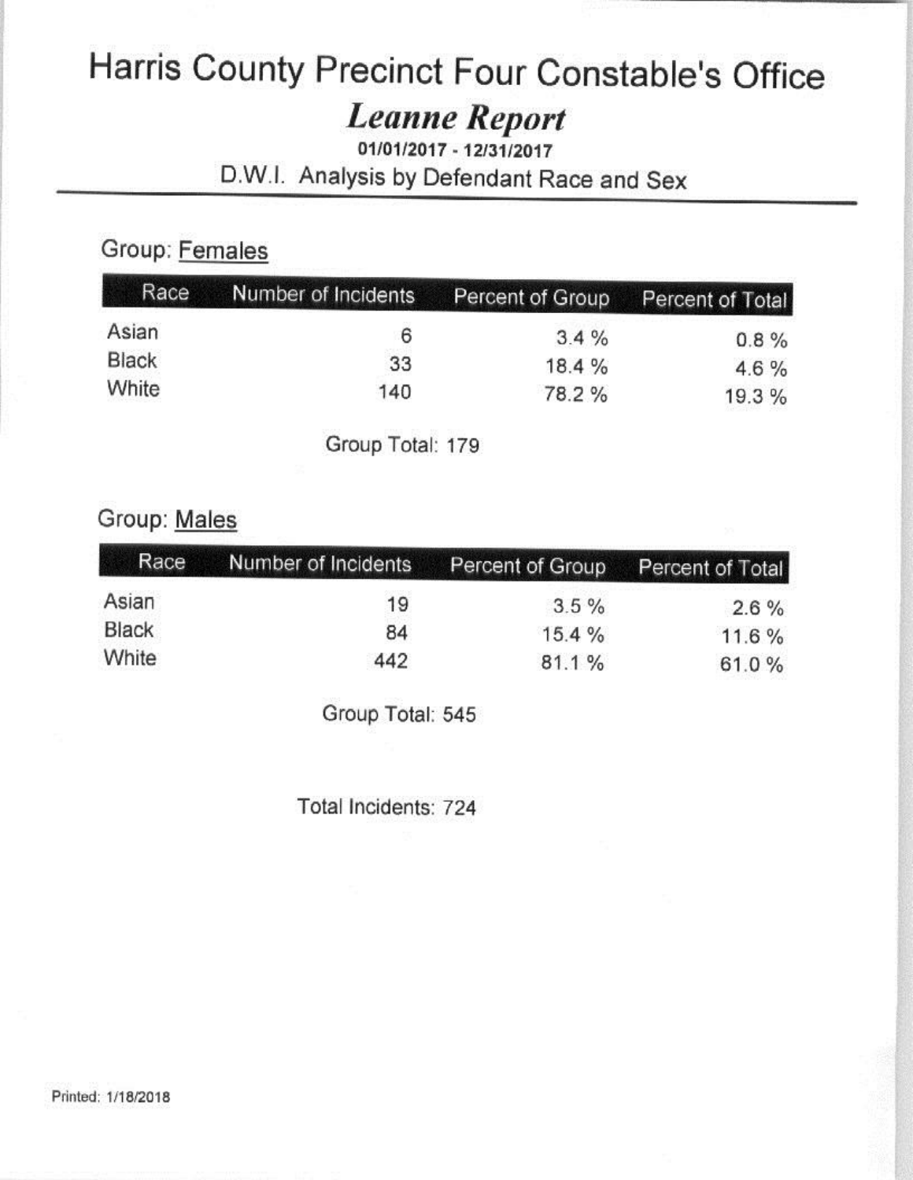# Harris County Precinct Four Constable's Office

## *Leanne Report*

**01/01/2017 - 12/31/2017**

D.W.I. Analysis by Defendant Race and Sex

Group: Females

| Race | Number of Incidents | Percent of Group | Percent of Total |
|---|---|---|---|
| Asian | 6 | 3.4 % | 0.8 % |
| Black | 33 | 18.4 % | 4.6 % |
| White | 140 | 78.2 % | 19.3 % |

Group Total: 179

Group: Males

| Race | Number of Incidents | Percent of Group | Percent of Total |
|---|---|---|---|
| Asian | 19 | 3.5 % | 2.6 % |
| Black | 84 | 15.4 % | 11.6 % |
| White | 442 | 81.1 % | 61.0 % |

Group Total: 545

Total Incidents: 724

Printed: 1/18/2018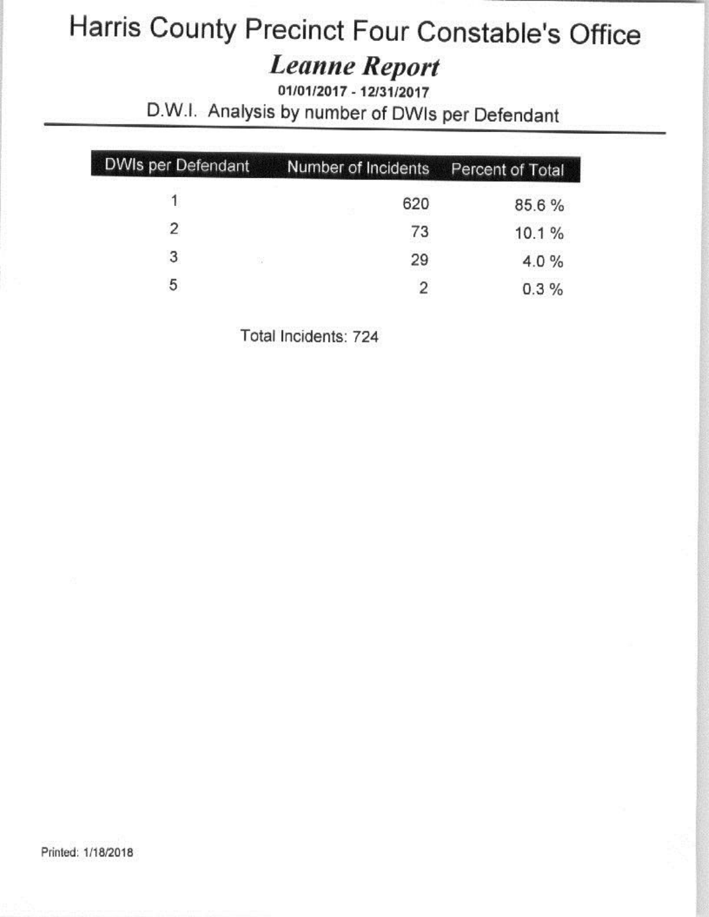# Harris County Precinct Four Constable's Office

## *Leanne Report*

**01/01/2017 - 12/31/2017**

### D.W.I. Analysis by number of DWIs per Defendant

| DWIs per Defendant | Number of Incidents | Percent of Total |
|---|---|---|
| 1 | 620 | 85.6 % |
| 2 | 73 | 10.1 % |
| 3 | 29 | 4.0 % |
| 5 | 2 | 0.3 % |

Total Incidents: 724

Printed: 1/18/2018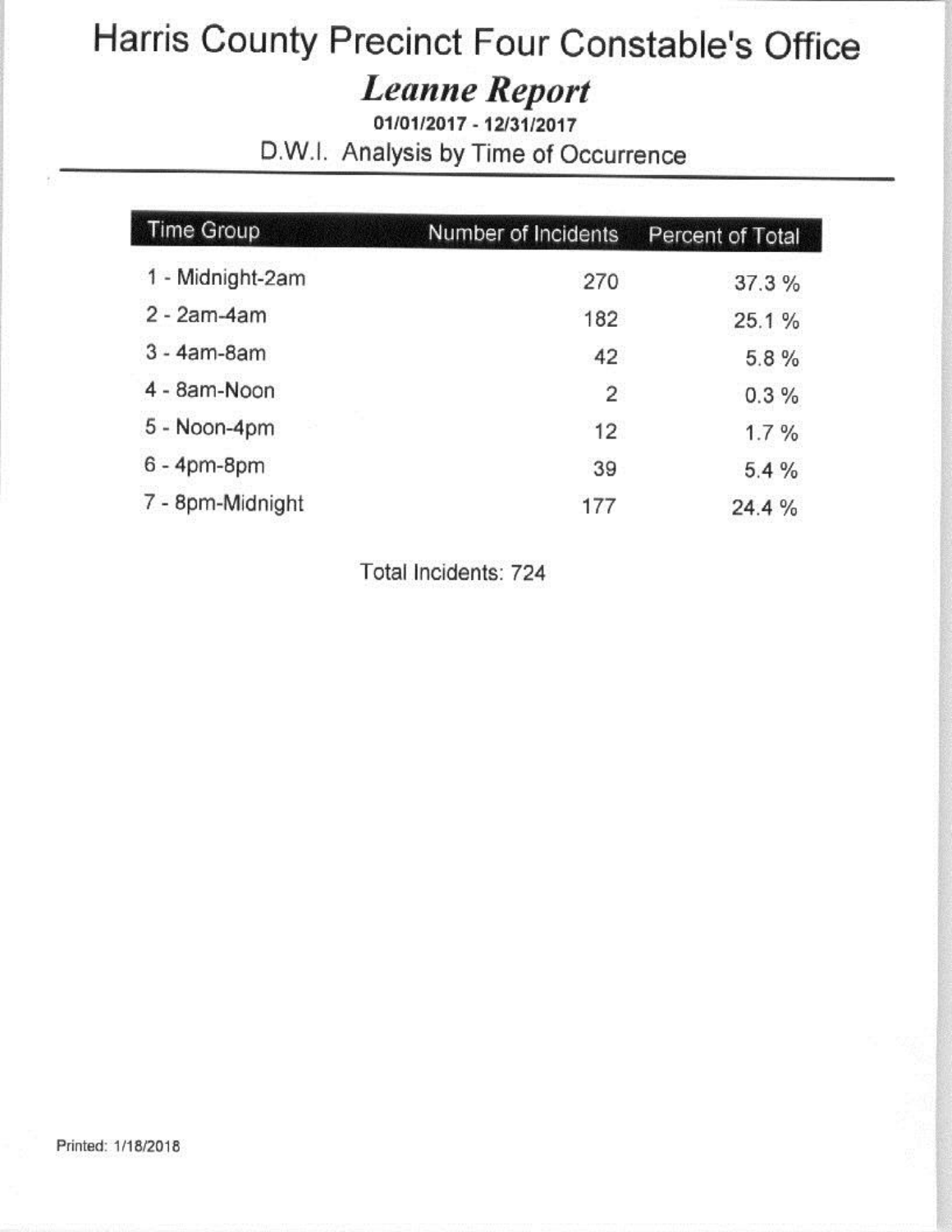# Harris County Precinct Four Constable's Office

## *Leanne Report*

**01/01/2017 - 12/31/2017**

D.W.I. Analysis by Time of Occurrence

| Time Group | Number of Incidents | Percent of Total |
|---|---|---|
| 1 - Midnight-2am | 270 | 37.3 % |
| 2 - 2am-4am | 182 | 25.1 % |
| 3 - 4am-8am | 42 | 5.8 % |
| 4 - 8am-Noon | 2 | 0.3 % |
| 5 - Noon-4pm | 12 | 1.7 % |
| 6 - 4pm-8pm | 39 | 5.4 % |
| 7 - 8pm-Midnight | 177 | 24.4 % |

Total Incidents: 724

Printed: 1/18/2018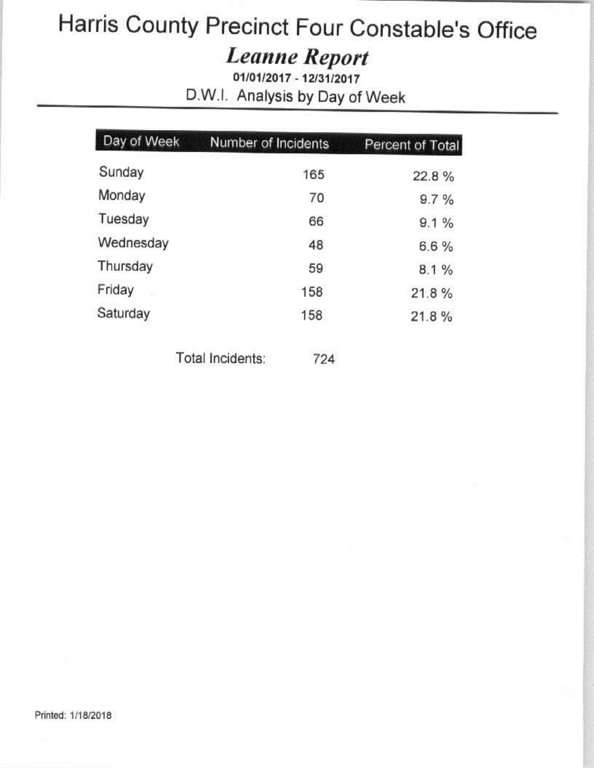# Harris County Precinct Four Constable's Office

## *Leanne Report*

**01/01/2017 - 12/31/2017**

D.W.I. Analysis by Day of Week

| Day of Week | Number of Incidents | Percent of Total |
|---|---|---|
| Sunday | 165 | 22.8 % |
| Monday | 70 | 9.7 % |
| Tuesday | 66 | 9.1 % |
| Wednesday | 48 | 6.6 % |
| Thursday | 59 | 8.1 % |
| Friday | 158 | 21.8 % |
| Saturday | 158 | 21.8 % |

Total Incidents: 724

Printed: 1/18/2018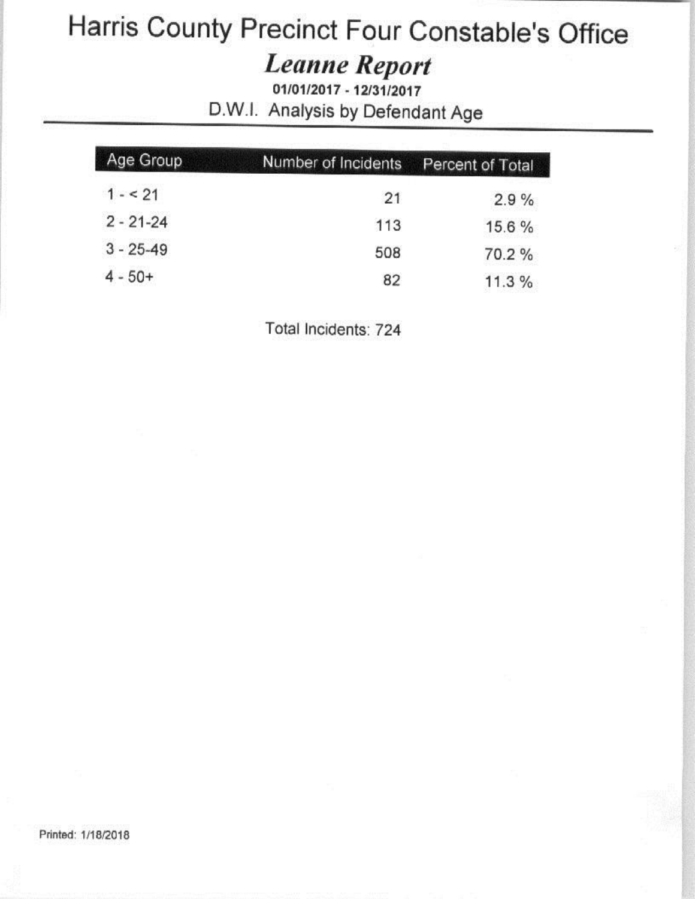# Harris County Precinct Four Constable's Office

## *Leanne Report*

**01/01/2017 - 12/31/2017**

D.W.I. Analysis by Defendant Age

| Age Group | Number of Incidents | Percent of Total |
| --- | --- | --- |
| 1 - < 21 | 21 | 2.9 % |
| 2 - 21-24 | 113 | 15.6 % |
| 3 - 25-49 | 508 | 70.2 % |
| 4 - 50+ | 82 | 11.3 % |

Total Incidents: 724

Printed: 1/18/2018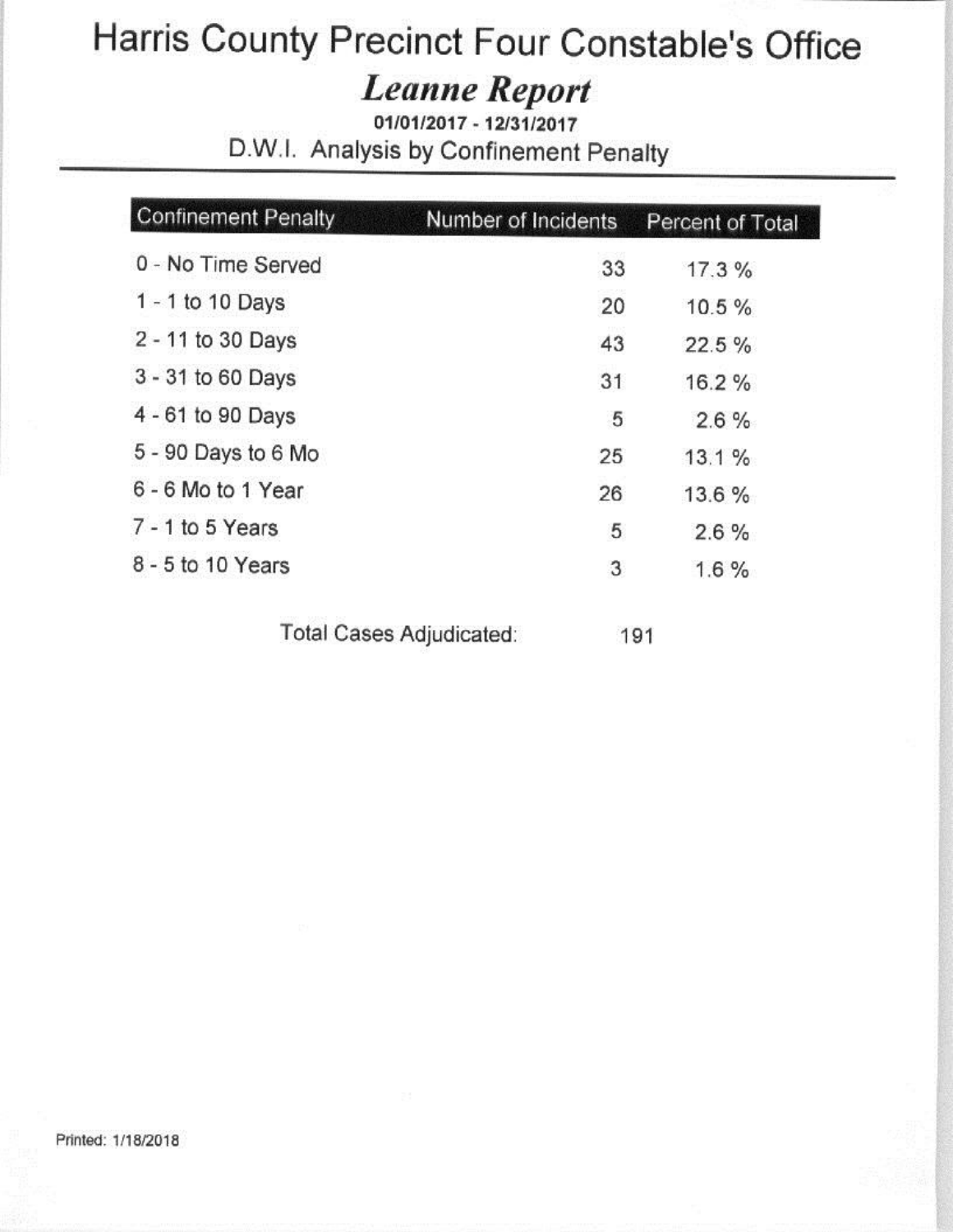# Harris County Precinct Four Constable's Office

## *Leanne Report*

**01/01/2017 - 12/31/2017**

D.W.I. Analysis by Confinement Penalty

| Confinement Penalty | Number of Incidents | Percent of Total |
|---|---|---|
| 0 - No Time Served | 33 | 17.3 % |
| 1 - 1 to 10 Days | 20 | 10.5 % |
| 2 - 11 to 30 Days | 43 | 22.5 % |
| 3 - 31 to 60 Days | 31 | 16.2 % |
| 4 - 61 to 90 Days | 5 | 2.6 % |
| 5 - 90 Days to 6 Mo | 25 | 13.1 % |
| 6 - 6 Mo to 1 Year | 26 | 13.6 % |
| 7 - 1 to 5 Years | 5 | 2.6 % |
| 8 - 5 to 10 Years | 3 | 1.6 % |

Total Cases Adjudicated: 191

Printed: 1/18/2018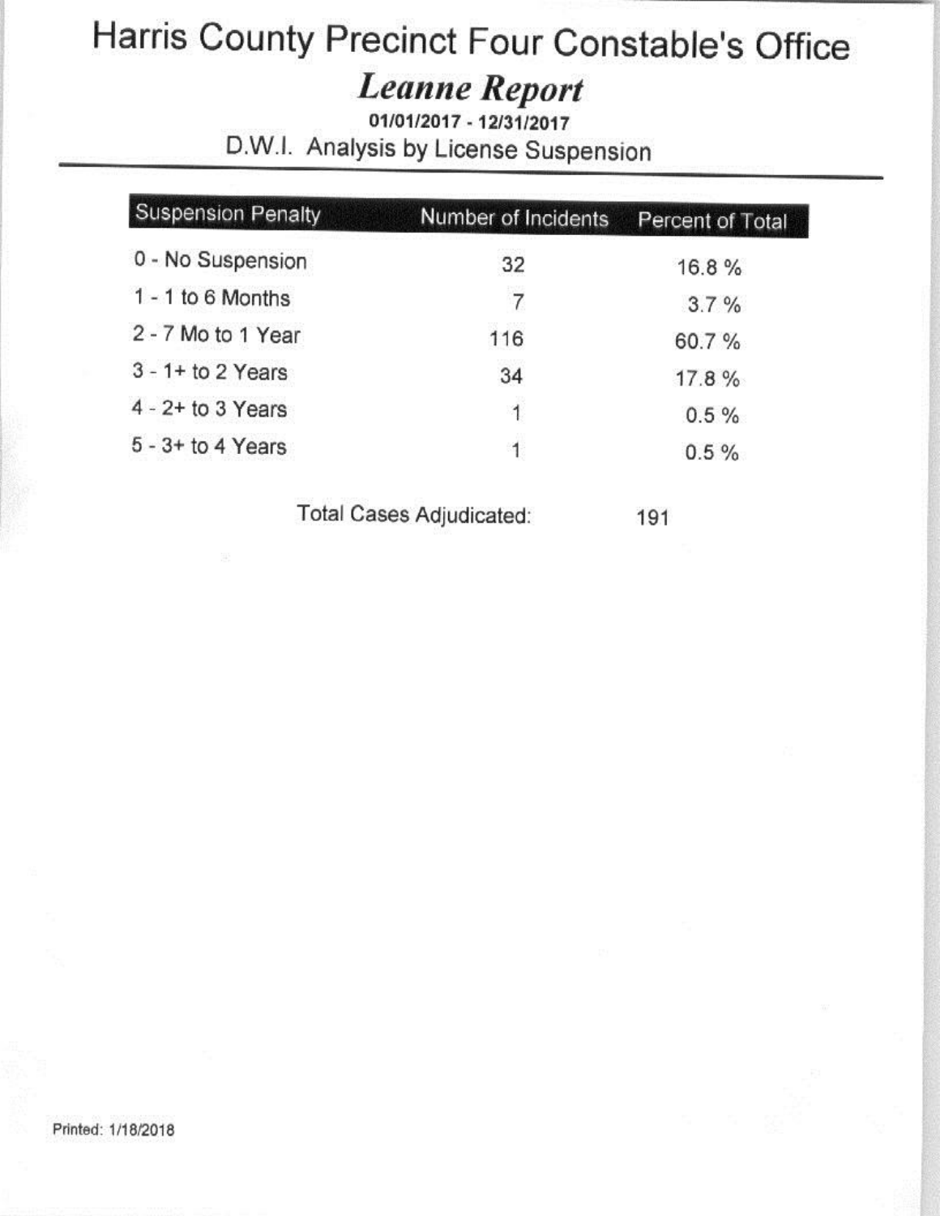# Harris County Precinct Four Constable's Office

## *Leanne Report*

**01/01/2017 - 12/31/2017**

D.W.I. Analysis by License Suspension

| Suspension Penalty | Number of Incidents | Percent of Total |
|---|---|---|
| 0 - No Suspension | 32 | 16.8 % |
| 1 - 1 to 6 Months | 7 | 3.7 % |
| 2 - 7 Mo to 1 Year | 116 | 60.7 % |
| 3 - 1+ to 2 Years | 34 | 17.8 % |
| 4 - 2+ to 3 Years | 1 | 0.5 % |
| 5 - 3+ to 4 Years | 1 | 0.5 % |

Total Cases Adjudicated: 191

Printed: 1/18/2018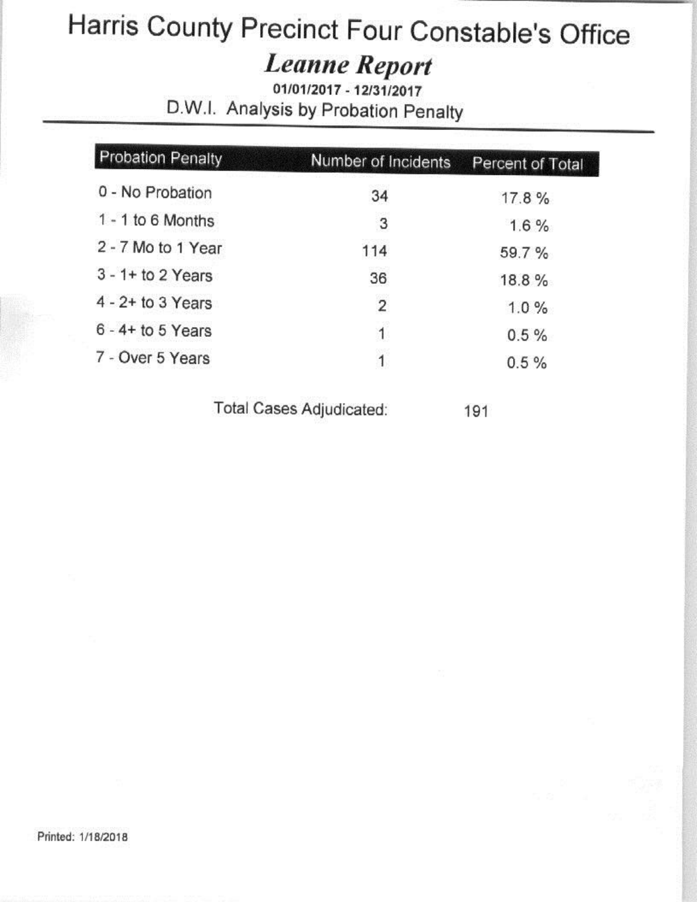# Harris County Precinct Four Constable's Office

## *Leanne Report*

**01/01/2017 - 12/31/2017**

D.W.I. Analysis by Probation Penalty

| Probation Penalty | Number of Incidents | Percent of Total |
|---|---|---|
| 0 - No Probation | 34 | 17.8 % |
| 1 - 1 to 6 Months | 3 | 1.6 % |
| 2 - 7 Mo to 1 Year | 114 | 59.7 % |
| 3 - 1+ to 2 Years | 36 | 18.8 % |
| 4 - 2+ to 3 Years | 2 | 1.0 % |
| 6 - 4+ to 5 Years | 1 | 0.5 % |
| 7 - Over 5 Years | 1 | 0.5 % |

Total Cases Adjudicated: 191

Printed: 1/18/2018